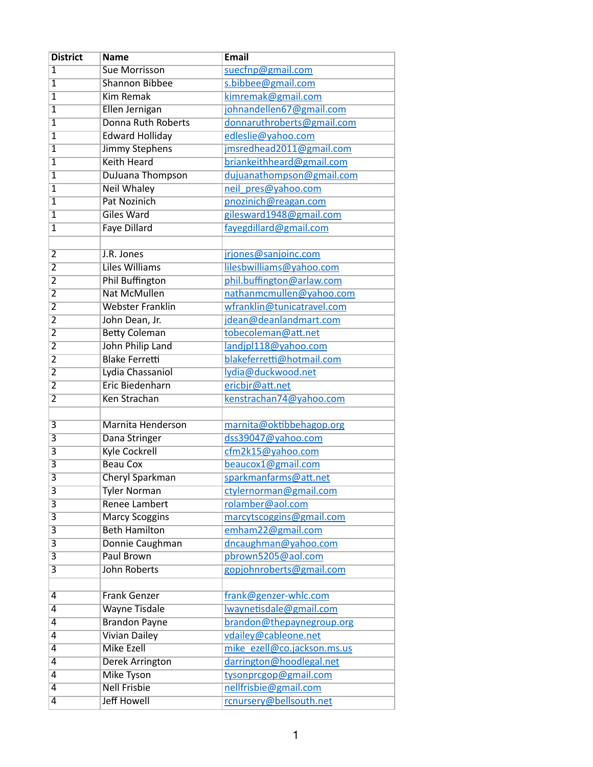| District | Name | Email |
|---|---|---|
| 1 | Sue Morrisson | suecfnp@gmail.com |
| 1 | Shannon Bibbee | s.bibbee@gmail.com |
| 1 | Kim Remak | kimremak@gmail.com |
| 1 | Ellen Jernigan | johnandellen67@gmail.com |
| 1 | Donna Ruth Roberts | donnaruthroberts@gmail.com |
| 1 | Edward Holliday | edleslie@yahoo.com |
| 1 | Jimmy Stephens | jmsredhead2011@gmail.com |
| 1 | Keith Heard | briankeithheard@gmail.com |
| 1 | DuJuana Thompson | dujuanathompson@gmail.com |
| 1 | Neil Whaley | neil_pres@yahoo.com |
| 1 | Pat Nozinich | pnozinich@reagan.com |
| 1 | Giles Ward | gilesward1948@gmail.com |
| 1 | Faye Dillard | fayegdillard@gmail.com |
| | | |
| 2 | J.R. Jones | jrjones@sanjoinc.com |
| 2 | Liles Williams | lilesbwilliams@yahoo.com |
| 2 | Phil Buffington | phil.buffington@arlaw.com |
| 2 | Nat McMullen | nathanmcmullen@yahoo.com |
| 2 | Webster Franklin | wfranklin@tunicatravel.com |
| 2 | John Dean, Jr. | jdean@deanlandmart.com |
| 2 | Betty Coleman | tobecoleman@att.net |
| 2 | John Philip Land | landjpl118@yahoo.com |
| 2 | Blake Ferretti | blakeferretti@hotmail.com |
| 2 | Lydia Chassaniol | lydia@duckwood.net |
| 2 | Eric Biedenharn | ericbjr@att.net |
| 2 | Ken Strachan | kenstrachan74@yahoo.com |
| | | |
| 3 | Marnita Henderson | marnita@oktibbehagop.org |
| 3 | Dana Stringer | dss39047@yahoo.com |
| 3 | Kyle Cockrell | cfm2k15@yahoo.com |
| 3 | Beau Cox | beaucox1@gmail.com |
| 3 | Cheryl Sparkman | sparkmanfarms@att.net |
| 3 | Tyler Norman | ctylernorman@gmail.com |
| 3 | Renee Lambert | rolamber@aol.com |
| 3 | Marcy Scoggins | marcytscoggins@gmail.com |
| 3 | Beth Hamilton | emham22@gmail.com |
| 3 | Donnie Caughman | dncaughman@yahoo.com |
| 3 | Paul Brown | pbrown5205@aol.com |
| 3 | John Roberts | gopjohnroberts@gmail.com |
| | | |
| 4 | Frank Genzer | frank@genzer-whlc.com |
| 4 | Wayne Tisdale | lwaynetisdale@gmail.com |
| 4 | Brandon Payne | brandon@thepaynegroup.org |
| 4 | Vivian Dailey | vdailey@cableone.net |
| 4 | Mike Ezell | mike_ezell@co.jackson.ms.us |
| 4 | Derek Arrington | darrington@hoodlegal.net |
| 4 | Mike Tyson | tysonprcgop@gmail.com |
| 4 | Nell Frisbie | nellfrisbie@gmail.com |
| 4 | Jeff Howell | rcnursery@bellsouth.net |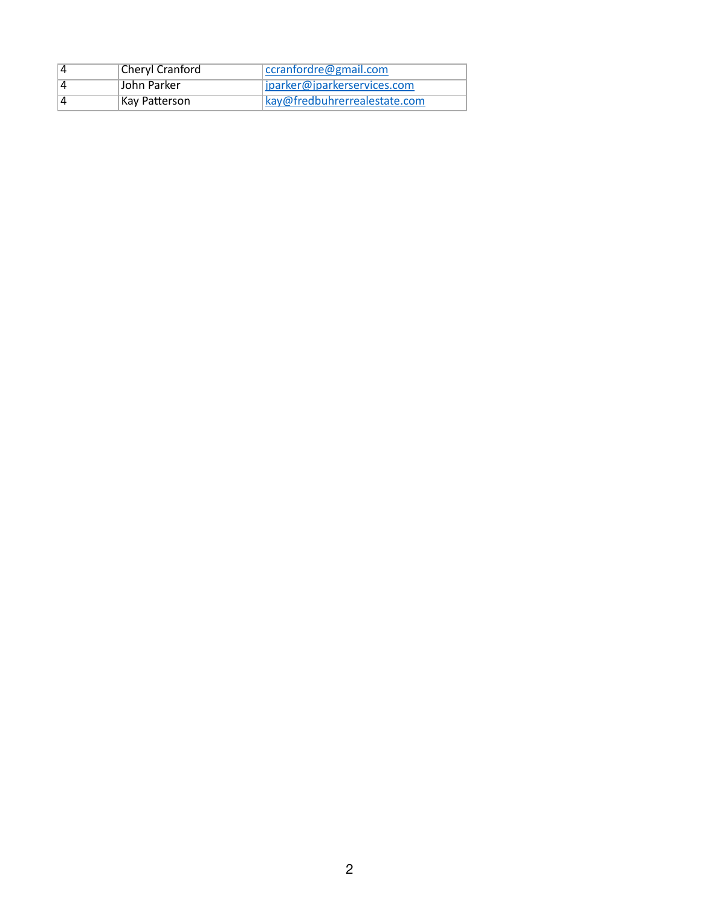| | | |
|---|---|---|
| 4 | Cheryl Cranford | ccranfordre@gmail.com |
| 4 | John Parker | jparker@jparkerservices.com |
| 4 | Kay Patterson | kay@fredbuhrerrealestate.com |